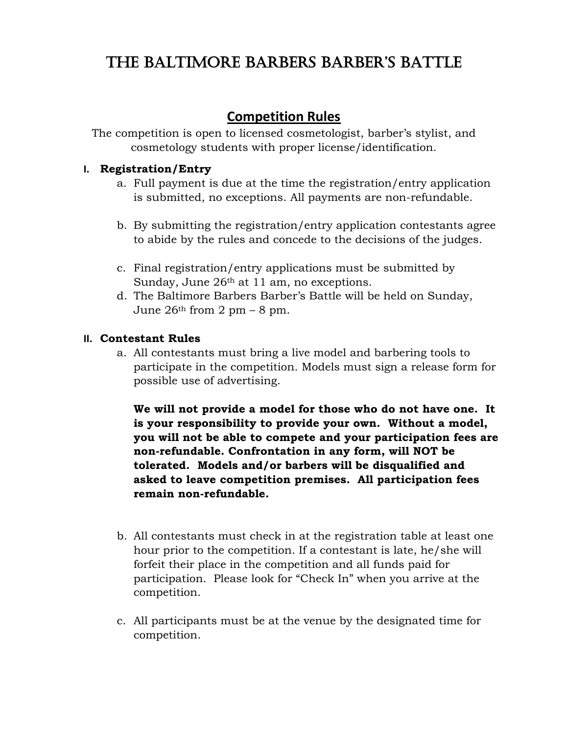# THE BALTIMORE BARBERS BARBER'S BATTLE

## Competition Rules

The competition is open to licensed cosmetologist, barber's stylist, and cosmetology students with proper license/identification.

### I. Registration/Entry

a. Full payment is due at the time the registration/entry application is submitted, no exceptions. All payments are non-refundable.

b. By submitting the registration/entry application contestants agree to abide by the rules and concede to the decisions of the judges.

c. Final registration/entry applications must be submitted by Sunday, June 26th at 11 am, no exceptions.

d. The Baltimore Barbers Barber's Battle will be held on Sunday, June 26th from 2 pm – 8 pm.

### II. Contestant Rules

a. All contestants must bring a live model and barbering tools to participate in the competition. Models must sign a release form for possible use of advertising.

   **We will not provide a model for those who do not have one. It is your responsibility to provide your own. Without a model, you will not be able to compete and your participation fees are non-refundable. Confrontation in any form, will NOT be tolerated. Models and/or barbers will be disqualified and asked to leave competition premises. All participation fees remain non-refundable.**

b. All contestants must check in at the registration table at least one hour prior to the competition. If a contestant is late, he/she will forfeit their place in the competition and all funds paid for participation. Please look for "Check In" when you arrive at the competition.

c. All participants must be at the venue by the designated time for competition.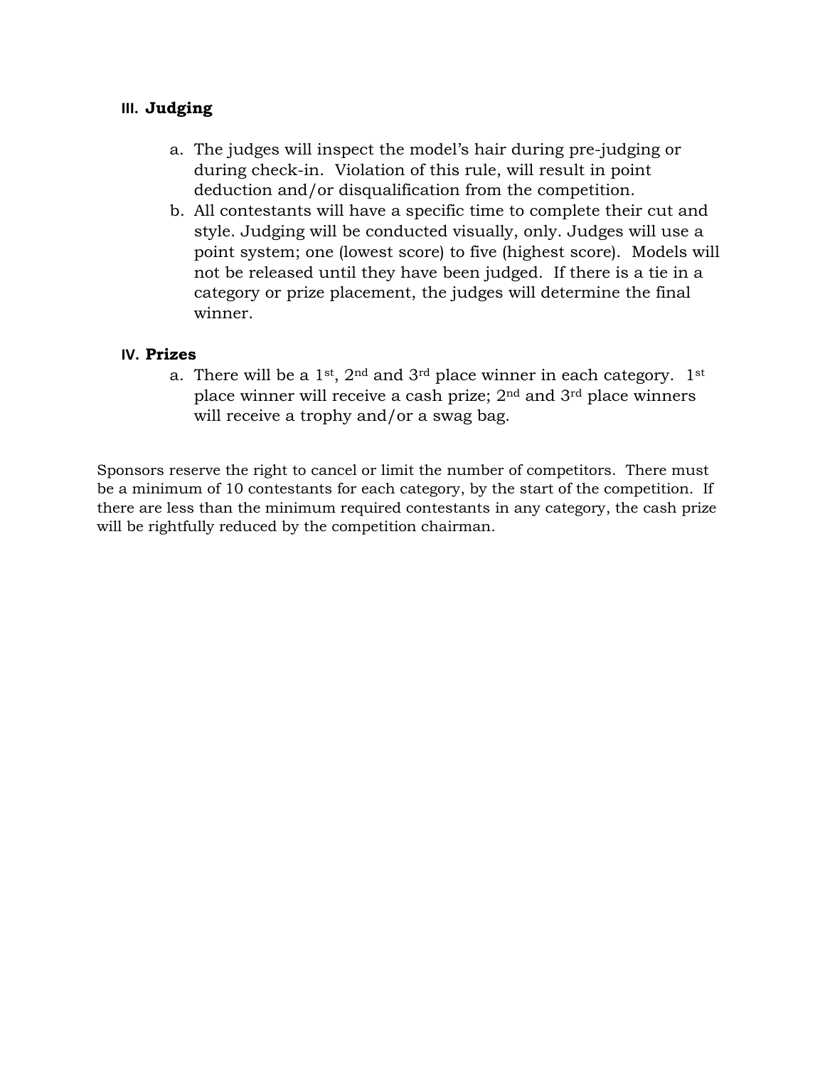## III. Judging

a. The judges will inspect the model's hair during pre-judging or during check-in. Violation of this rule, will result in point deduction and/or disqualification from the competition.
b. All contestants will have a specific time to complete their cut and style. Judging will be conducted visually, only. Judges will use a point system; one (lowest score) to five (highest score). Models will not be released until they have been judged. If there is a tie in a category or prize placement, the judges will determine the final winner.

## IV. Prizes

a. There will be a 1st, 2nd and 3rd place winner in each category. 1st place winner will receive a cash prize; 2nd and 3rd place winners will receive a trophy and/or a swag bag.

Sponsors reserve the right to cancel or limit the number of competitors. There must be a minimum of 10 contestants for each category, by the start of the competition. If there are less than the minimum required contestants in any category, the cash prize will be rightfully reduced by the competition chairman.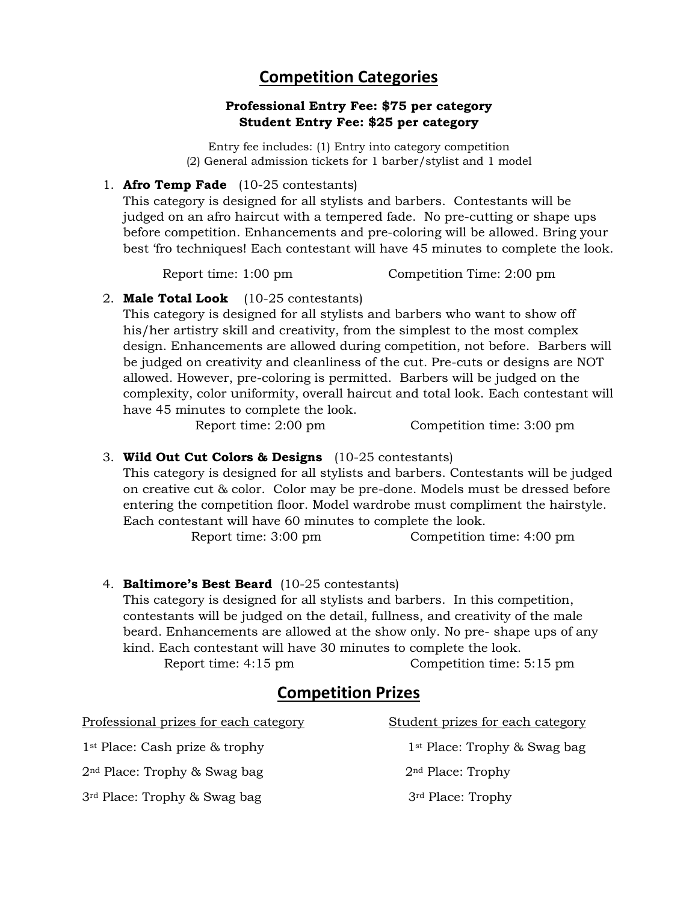## Competition Categories

**Professional Entry Fee: $75 per category**
**Student Entry Fee: $25 per category**

Entry fee includes: (1) Entry into category competition
(2) General admission tickets for 1 barber/stylist and 1 model

1. **Afro Temp Fade** (10-25 contestants)
   This category is designed for all stylists and barbers. Contestants will be judged on an afro haircut with a tempered fade. No pre-cutting or shape ups before competition. Enhancements and pre-coloring will be allowed. Bring your best 'fro techniques! Each contestant will have 45 minutes to complete the look.

   Report time: 1:00 pm Competition Time: 2:00 pm

2. **Male Total Look** (10-25 contestants)
   This category is designed for all stylists and barbers who want to show off his/her artistry skill and creativity, from the simplest to the most complex design. Enhancements are allowed during competition, not before. Barbers will be judged on creativity and cleanliness of the cut. Pre-cuts or designs are NOT allowed. However, pre-coloring is permitted. Barbers will be judged on the complexity, color uniformity, overall haircut and total look. Each contestant will have 45 minutes to complete the look.

   Report time: 2:00 pm Competition time: 3:00 pm

3. **Wild Out Cut Colors & Designs** (10-25 contestants)
   This category is designed for all stylists and barbers. Contestants will be judged on creative cut & color. Color may be pre-done. Models must be dressed before entering the competition floor. Model wardrobe must compliment the hairstyle. Each contestant will have 60 minutes to complete the look.

   Report time: 3:00 pm Competition time: 4:00 pm

4. **Baltimore's Best Beard** (10-25 contestants)
   This category is designed for all stylists and barbers. In this competition, contestants will be judged on the detail, fullness, and creativity of the male beard. Enhancements are allowed at the show only. No pre- shape ups of any kind. Each contestant will have 30 minutes to complete the look.

   Report time: 4:15 pm Competition time: 5:15 pm

## Competition Prizes

Professional prizes for each category

1st Place: Cash prize & trophy

2nd Place: Trophy & Swag bag

3rd Place: Trophy & Swag bag

Student prizes for each category

1st Place: Trophy & Swag bag

2nd Place: Trophy

3rd Place: Trophy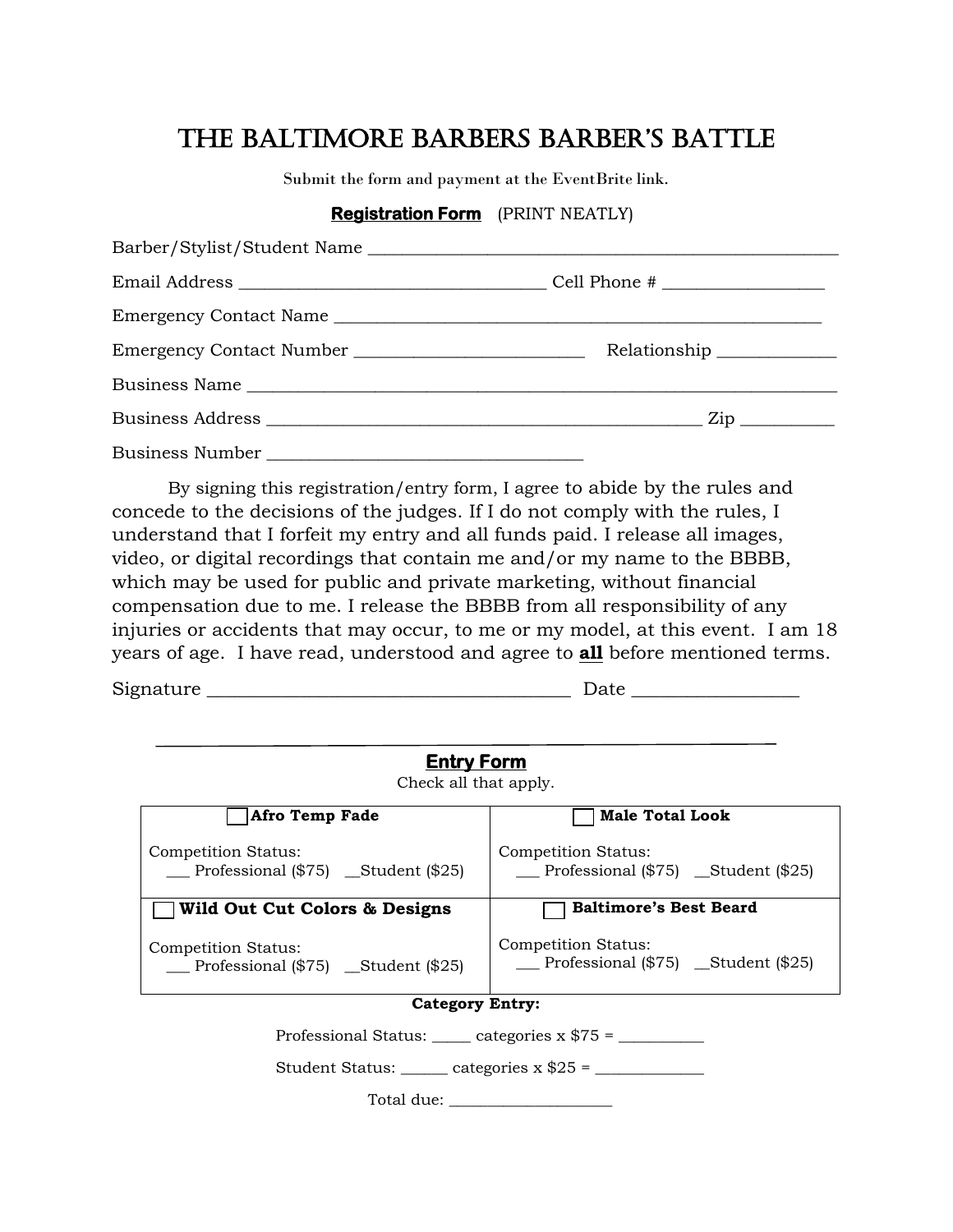# THE BALTIMORE BARBERS BARBER'S BATTLE

Submit the form and payment at the EventBrite link.

**Registration Form** (PRINT NEATLY)

Barber/Stylist/Student Name ______________________________________________

Email Address ______________________________ Cell Phone # _______________

Emergency Contact Name ______________________________________________

Emergency Contact Number _____________________ Relationship ___________

Business Name ______________________________________________________

Business Address _________________________________________ Zip _________

Business Number ______________________________

By signing this registration/entry form, I agree to abide by the rules and concede to the decisions of the judges. If I do not comply with the rules, I understand that I forfeit my entry and all funds paid. I release all images, video, or digital recordings that contain me and/or my name to the BBBB, which may be used for public and private marketing, without financial compensation due to me. I release the BBBB from all responsibility of any injuries or accidents that may occur, to me or my model, at this event. I am 18 years of age. I have read, understood and agree to **all** before mentioned terms.

Signature ___________________________________ Date _______________

---

## Entry Form

Check all that apply.

| | |
|---|---|
| ☐ **Afro Temp Fade**<br><br>Competition Status:<br>___ Professional ($75) __Student ($25) | ☐ **Male Total Look**<br><br>Competition Status:<br>___ Professional ($75) __Student ($25) |
| ☐ **Wild Out Cut Colors & Designs**<br><br>Competition Status:<br>___ Professional ($75) __Student ($25) | ☐ **Baltimore's Best Beard**<br><br>Competition Status:<br>___ Professional ($75) __Student ($25) |

**Category Entry:**

Professional Status: _____ categories x $75 = __________

Student Status: ______ categories x $25 = ____________

Total due: __________________